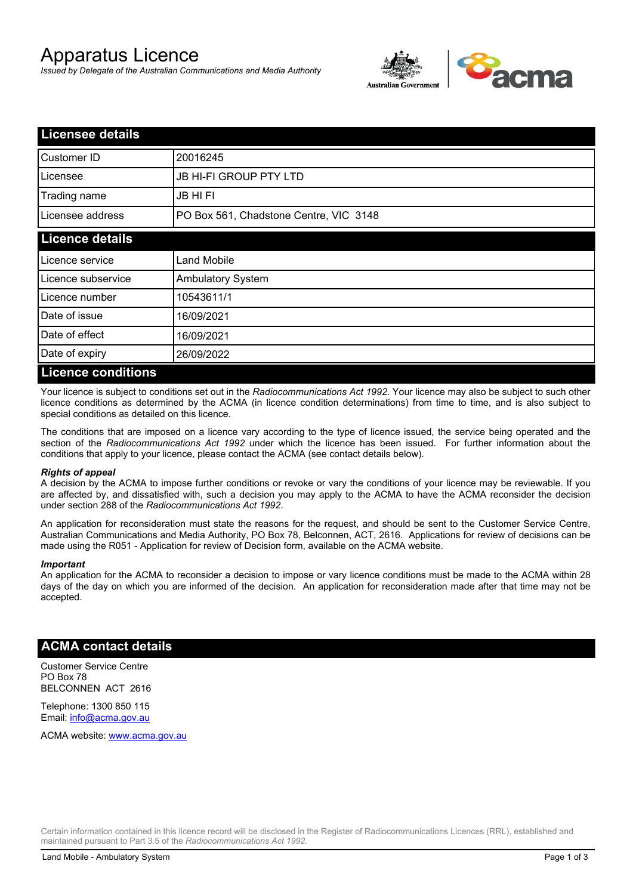# Apparatus Licence

*Issued by Delegate of the Australian Communications and Media Authority*

## Licensee details

| | |
|---|---|
| Customer ID | 20016245 |
| Licensee | JB HI-FI GROUP PTY LTD |
| Trading name | JB HI FI |
| Licensee address | PO Box 561, Chadstone Centre, VIC 3148 |

## Licence details

| | |
|---|---|
| Licence service | Land Mobile |
| Licence subservice | Ambulatory System |
| Licence number | 10543611/1 |
| Date of issue | 16/09/2021 |
| Date of effect | 16/09/2021 |
| Date of expiry | 26/09/2022 |

## Licence conditions

Your licence is subject to conditions set out in the *Radiocommunications Act 1992*. Your licence may also be subject to such other licence conditions as determined by the ACMA (in licence condition determinations) from time to time, and is also subject to special conditions as detailed on this licence.

The conditions that are imposed on a licence vary according to the type of licence issued, the service being operated and the section of the *Radiocommunications Act 1992* under which the licence has been issued. For further information about the conditions that apply to your licence, please contact the ACMA (see contact details below).

***Rights of appeal***

A decision by the ACMA to impose further conditions or revoke or vary the conditions of your licence may be reviewable. If you are affected by, and dissatisfied with, such a decision you may apply to the ACMA to have the ACMA reconsider the decision under section 288 of the *Radiocommunications Act 1992*.

An application for reconsideration must state the reasons for the request, and should be sent to the Customer Service Centre, Australian Communications and Media Authority, PO Box 78, Belconnen, ACT, 2616. Applications for review of decisions can be made using the R051 - Application for review of Decision form, available on the ACMA website.

***Important***

An application for the ACMA to reconsider a decision to impose or vary licence conditions must be made to the ACMA within 28 days of the day on which you are informed of the decision. An application for reconsideration made after that time may not be accepted.

## ACMA contact details

Customer Service Centre
PO Box 78
BELCONNEN ACT 2616

Telephone: 1300 850 115
Email: info@acma.gov.au

ACMA website: www.acma.gov.au

Certain information contained in this licence record will be disclosed in the Register of Radiocommunications Licences (RRL), established and maintained pursuant to Part 3.5 of the *Radiocommunications Act 1992.*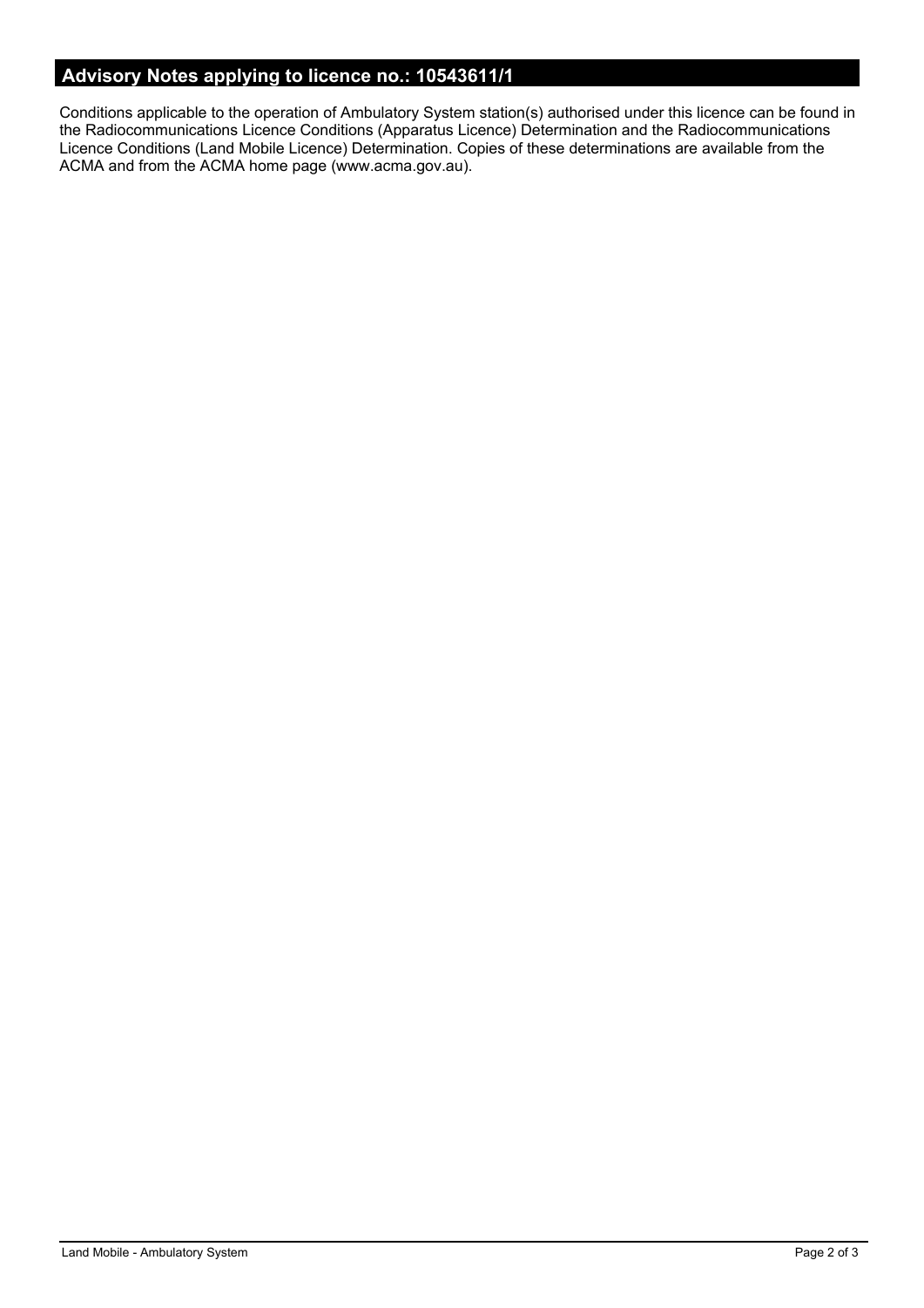## Advisory Notes applying to licence no.: 10543611/1

Conditions applicable to the operation of Ambulatory System station(s) authorised under this licence can be found in the Radiocommunications Licence Conditions (Apparatus Licence) Determination and the Radiocommunications Licence Conditions (Land Mobile Licence) Determination. Copies of these determinations are available from the ACMA and from the ACMA home page (www.acma.gov.au).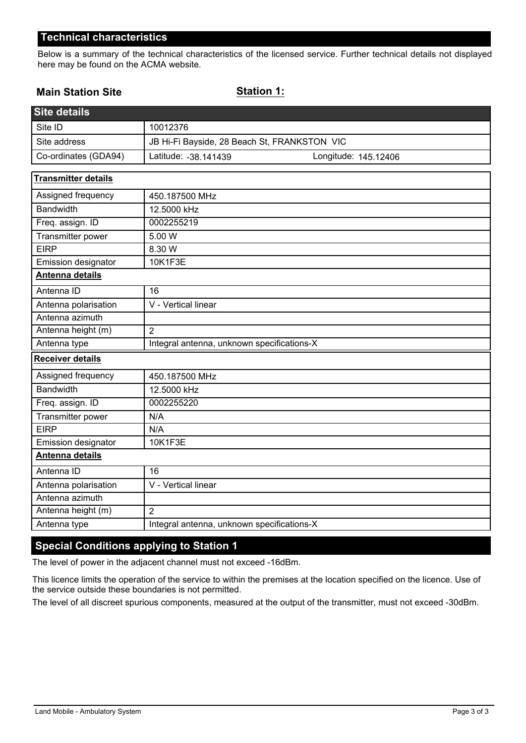## Technical characteristics

Below is a summary of the technical characteristics of the licensed service. Further technical details not displayed here may be found on the ACMA website.

**Main Station Site** **Station 1:**

| Site details | |
|---|---|
| Site ID | 10012376 |
| Site address | JB Hi-Fi Bayside, 28 Beach St, FRANKSTON VIC |
| Co-ordinates (GDA94) | Latitude: -38.141439 Longitude: 145.12406 |

| Transmitter details | |
|---|---|
| Assigned frequency | 450.187500 MHz |
| Bandwidth | 12.5000 kHz |
| Freq. assign. ID | 0002255219 |
| Transmitter power | 5.00 W |
| EIRP | 8.30 W |
| Emission designator | 10K1F3E |
| **Antenna details** | |
| Antenna ID | 16 |
| Antenna polarisation | V - Vertical linear |
| Antenna azimuth | |
| Antenna height (m) | 2 |
| Antenna type | Integral antenna, unknown specifications-X |

| Receiver details | |
|---|---|
| Assigned frequency | 450.187500 MHz |
| Bandwidth | 12.5000 kHz |
| Freq. assign. ID | 0002255220 |
| Transmitter power | N/A |
| EIRP | N/A |
| Emission designator | 10K1F3E |
| **Antenna details** | |
| Antenna ID | 16 |
| Antenna polarisation | V - Vertical linear |
| Antenna azimuth | |
| Antenna height (m) | 2 |
| Antenna type | Integral antenna, unknown specifications-X |

## Special Conditions applying to Station 1

The level of power in the adjacent channel must not exceed -16dBm.

This licence limits the operation of the service to within the premises at the location specified on the licence. Use of the service outside these boundaries is not permitted.

The level of all discreet spurious components, measured at the output of the transmitter, must not exceed -30dBm.